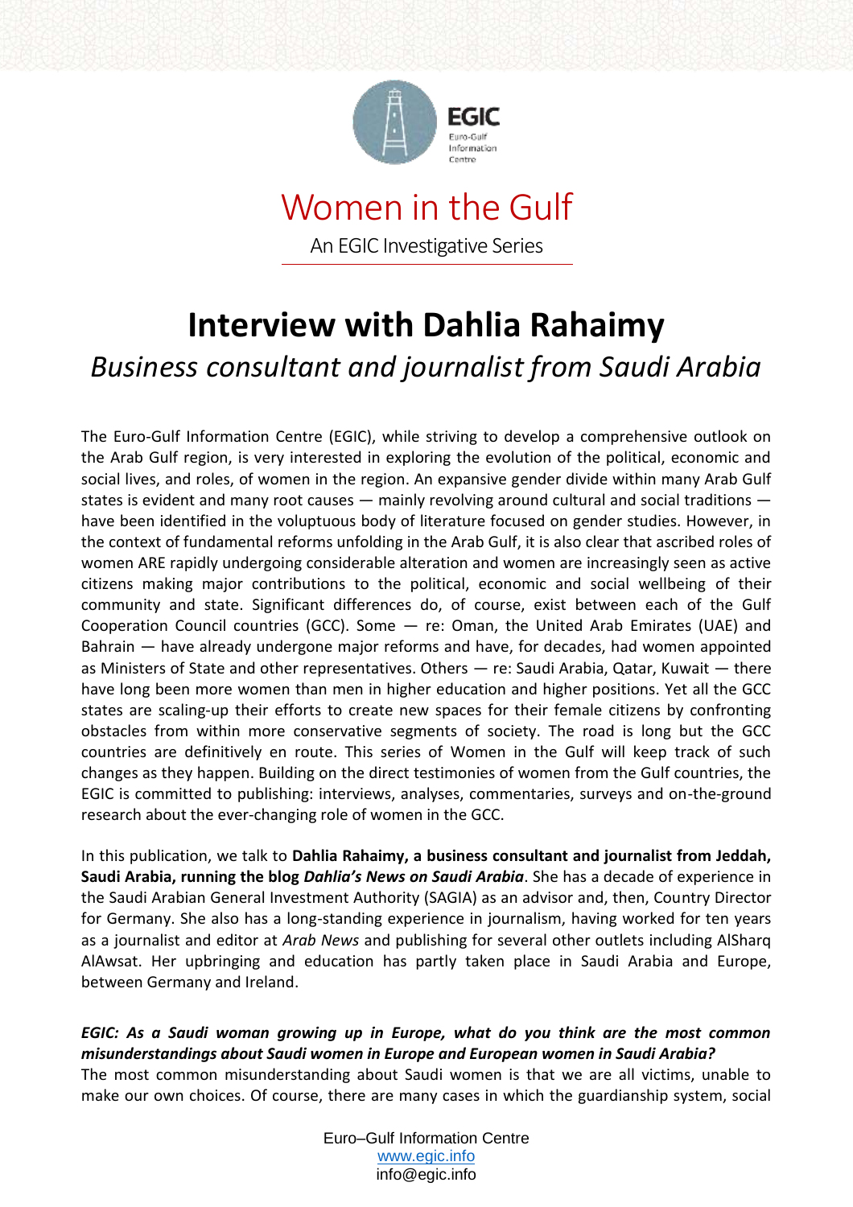# Women in the Gulf

An EGIC Investigative Series

# Interview with Dahlia Rahaimy

*Business consultant and journalist from Saudi Arabia*

The Euro-Gulf Information Centre (EGIC), while striving to develop a comprehensive outlook on the Arab Gulf region, is very interested in exploring the evolution of the political, economic and social lives, and roles, of women in the region. An expansive gender divide within many Arab Gulf states is evident and many root causes — mainly revolving around cultural and social traditions — have been identified in the voluptuous body of literature focused on gender studies. However, in the context of fundamental reforms unfolding in the Arab Gulf, it is also clear that ascribed roles of women ARE rapidly undergoing considerable alteration and women are increasingly seen as active citizens making major contributions to the political, economic and social wellbeing of their community and state. Significant differences do, of course, exist between each of the Gulf Cooperation Council countries (GCC). Some — re: Oman, the United Arab Emirates (UAE) and Bahrain — have already undergone major reforms and have, for decades, had women appointed as Ministers of State and other representatives. Others — re: Saudi Arabia, Qatar, Kuwait — there have long been more women than men in higher education and higher positions. Yet all the GCC states are scaling-up their efforts to create new spaces for their female citizens by confronting obstacles from within more conservative segments of society. The road is long but the GCC countries are definitively en route. This series of Women in the Gulf will keep track of such changes as they happen. Building on the direct testimonies of women from the Gulf countries, the EGIC is committed to publishing: interviews, analyses, commentaries, surveys and on-the-ground research about the ever-changing role of women in the GCC.

In this publication, we talk to **Dahlia Rahaimy, a business consultant and journalist from Jeddah, Saudi Arabia, running the blog *Dahlia's News on Saudi Arabia***. She has a decade of experience in the Saudi Arabian General Investment Authority (SAGIA) as an advisor and, then, Country Director for Germany. She also has a long-standing experience in journalism, having worked for ten years as a journalist and editor at *Arab News* and publishing for several other outlets including AlSharq AlAwsat. Her upbringing and education has partly taken place in Saudi Arabia and Europe, between Germany and Ireland.

***EGIC: As a Saudi woman growing up in Europe, what do you think are the most common misunderstandings about Saudi women in Europe and European women in Saudi Arabia?***

The most common misunderstanding about Saudi women is that we are all victims, unable to make our own choices. Of course, there are many cases in which the guardianship system, social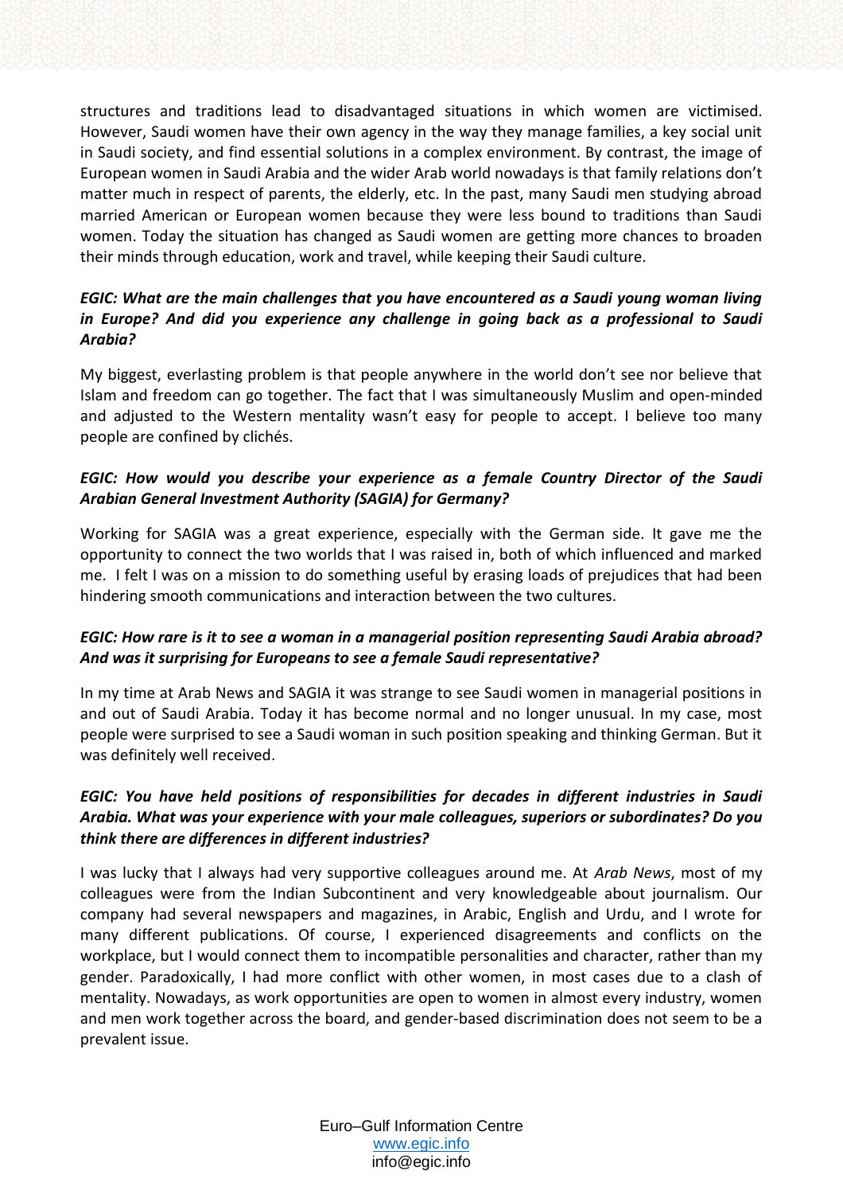structures and traditions lead to disadvantaged situations in which women are victimised. However, Saudi women have their own agency in the way they manage families, a key social unit in Saudi society, and find essential solutions in a complex environment. By contrast, the image of European women in Saudi Arabia and the wider Arab world nowadays is that family relations don't matter much in respect of parents, the elderly, etc. In the past, many Saudi men studying abroad married American or European women because they were less bound to traditions than Saudi women. Today the situation has changed as Saudi women are getting more chances to broaden their minds through education, work and travel, while keeping their Saudi culture.

***EGIC: What are the main challenges that you have encountered as a Saudi young woman living in Europe? And did you experience any challenge in going back as a professional to Saudi Arabia?***

My biggest, everlasting problem is that people anywhere in the world don't see nor believe that Islam and freedom can go together. The fact that I was simultaneously Muslim and open-minded and adjusted to the Western mentality wasn't easy for people to accept. I believe too many people are confined by clichés.

***EGIC: How would you describe your experience as a female Country Director of the Saudi Arabian General Investment Authority (SAGIA) for Germany?***

Working for SAGIA was a great experience, especially with the German side. It gave me the opportunity to connect the two worlds that I was raised in, both of which influenced and marked me. I felt I was on a mission to do something useful by erasing loads of prejudices that had been hindering smooth communications and interaction between the two cultures.

***EGIC: How rare is it to see a woman in a managerial position representing Saudi Arabia abroad? And was it surprising for Europeans to see a female Saudi representative?***

In my time at Arab News and SAGIA it was strange to see Saudi women in managerial positions in and out of Saudi Arabia. Today it has become normal and no longer unusual. In my case, most people were surprised to see a Saudi woman in such position speaking and thinking German. But it was definitely well received.

***EGIC: You have held positions of responsibilities for decades in different industries in Saudi Arabia. What was your experience with your male colleagues, superiors or subordinates? Do you think there are differences in different industries?***

I was lucky that I always had very supportive colleagues around me. At *Arab News*, most of my colleagues were from the Indian Subcontinent and very knowledgeable about journalism. Our company had several newspapers and magazines, in Arabic, English and Urdu, and I wrote for many different publications. Of course, I experienced disagreements and conflicts on the workplace, but I would connect them to incompatible personalities and character, rather than my gender. Paradoxically, I had more conflict with other women, in most cases due to a clash of mentality. Nowadays, as work opportunities are open to women in almost every industry, women and men work together across the board, and gender-based discrimination does not seem to be a prevalent issue.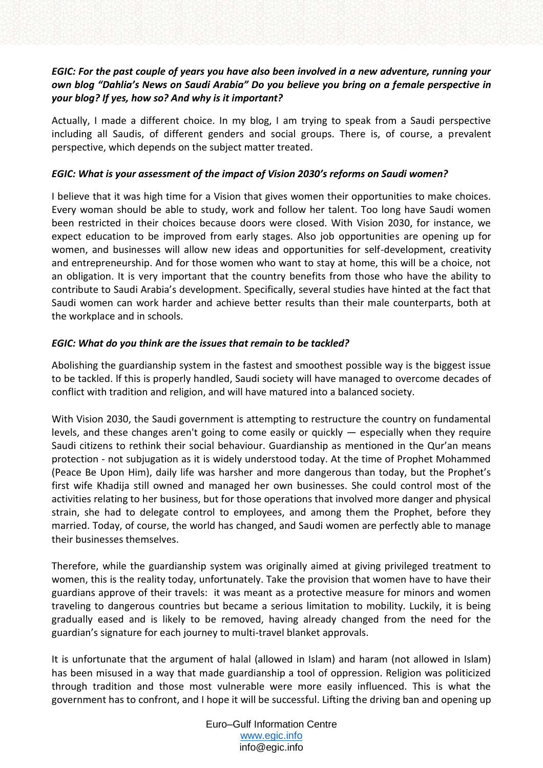***EGIC: For the past couple of years you have also been involved in a new adventure, running your own blog "Dahlia's News on Saudi Arabia" Do you believe you bring on a female perspective in your blog? If yes, how so? And why is it important?***

Actually, I made a different choice. In my blog, I am trying to speak from a Saudi perspective including all Saudis, of different genders and social groups. There is, of course, a prevalent perspective, which depends on the subject matter treated.

***EGIC: What is your assessment of the impact of Vision 2030's reforms on Saudi women?***

I believe that it was high time for a Vision that gives women their opportunities to make choices. Every woman should be able to study, work and follow her talent. Too long have Saudi women been restricted in their choices because doors were closed. With Vision 2030, for instance, we expect education to be improved from early stages. Also job opportunities are opening up for women, and businesses will allow new ideas and opportunities for self-development, creativity and entrepreneurship. And for those women who want to stay at home, this will be a choice, not an obligation. It is very important that the country benefits from those who have the ability to contribute to Saudi Arabia's development. Specifically, several studies have hinted at the fact that Saudi women can work harder and achieve better results than their male counterparts, both at the workplace and in schools.

***EGIC: What do you think are the issues that remain to be tackled?***

Abolishing the guardianship system in the fastest and smoothest possible way is the biggest issue to be tackled. If this is properly handled, Saudi society will have managed to overcome decades of conflict with tradition and religion, and will have matured into a balanced society.

With Vision 2030, the Saudi government is attempting to restructure the country on fundamental levels, and these changes aren't going to come easily or quickly — especially when they require Saudi citizens to rethink their social behaviour. Guardianship as mentioned in the Qur'an means protection - not subjugation as it is widely understood today. At the time of Prophet Mohammed (Peace Be Upon Him), daily life was harsher and more dangerous than today, but the Prophet's first wife Khadija still owned and managed her own businesses. She could control most of the activities relating to her business, but for those operations that involved more danger and physical strain, she had to delegate control to employees, and among them the Prophet, before they married. Today, of course, the world has changed, and Saudi women are perfectly able to manage their businesses themselves.

Therefore, while the guardianship system was originally aimed at giving privileged treatment to women, this is the reality today, unfortunately. Take the provision that women have to have their guardians approve of their travels: it was meant as a protective measure for minors and women traveling to dangerous countries but became a serious limitation to mobility. Luckily, it is being gradually eased and is likely to be removed, having already changed from the need for the guardian's signature for each journey to multi-travel blanket approvals.

It is unfortunate that the argument of halal (allowed in Islam) and haram (not allowed in Islam) has been misused in a way that made guardianship a tool of oppression. Religion was politicized through tradition and those most vulnerable were more easily influenced. This is what the government has to confront, and I hope it will be successful. Lifting the driving ban and opening up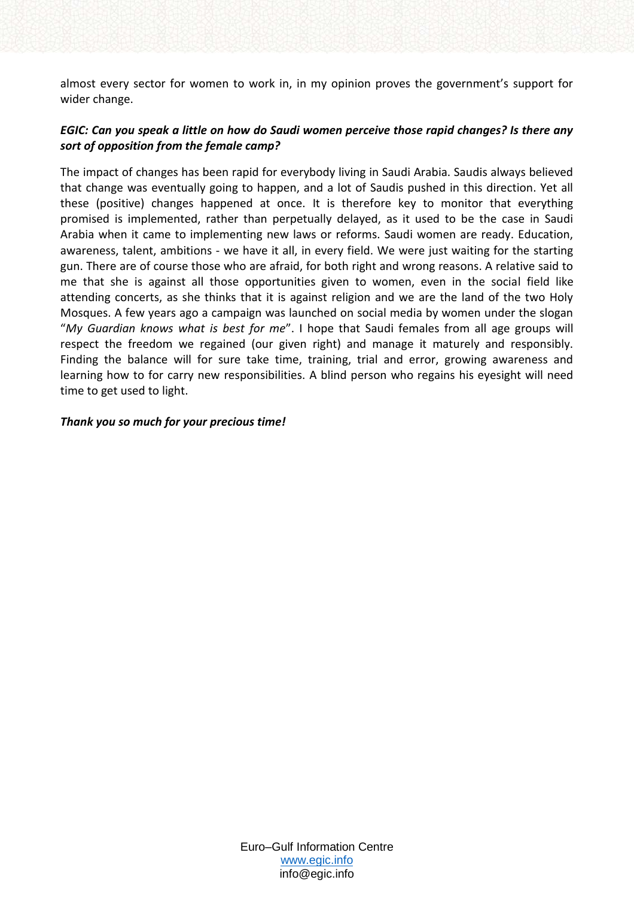almost every sector for women to work in, in my opinion proves the government's support for wider change.

***EGIC: Can you speak a little on how do Saudi women perceive those rapid changes? Is there any sort of opposition from the female camp?***

The impact of changes has been rapid for everybody living in Saudi Arabia. Saudis always believed that change was eventually going to happen, and a lot of Saudis pushed in this direction. Yet all these (positive) changes happened at once. It is therefore key to monitor that everything promised is implemented, rather than perpetually delayed, as it used to be the case in Saudi Arabia when it came to implementing new laws or reforms. Saudi women are ready. Education, awareness, talent, ambitions - we have it all, in every field. We were just waiting for the starting gun. There are of course those who are afraid, for both right and wrong reasons. A relative said to me that she is against all those opportunities given to women, even in the social field like attending concerts, as she thinks that it is against religion and we are the land of the two Holy Mosques. A few years ago a campaign was launched on social media by women under the slogan "*My Guardian knows what is best for me*". I hope that Saudi females from all age groups will respect the freedom we regained (our given right) and manage it maturely and responsibly. Finding the balance will for sure take time, training, trial and error, growing awareness and learning how to for carry new responsibilities. A blind person who regains his eyesight will need time to get used to light.

***Thank you so much for your precious time!***

Euro–Gulf Information Centre
www.egic.info
info@egic.info